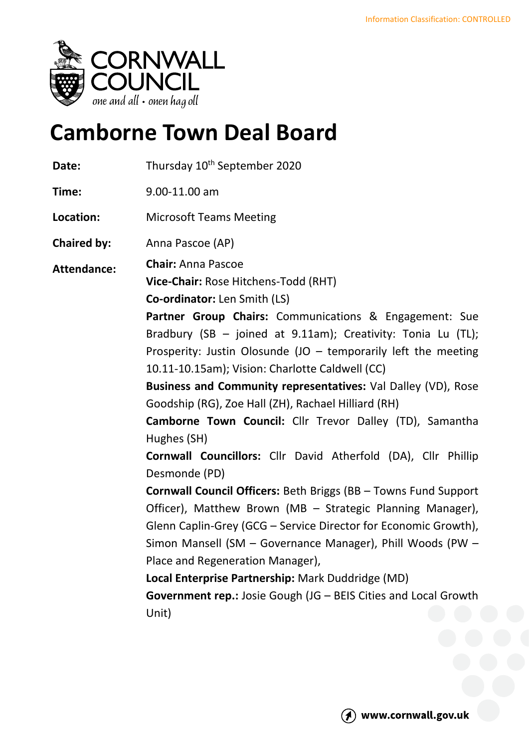Information Classification: CONTROLLED

# Camborne Town Deal Board

**Date:** Thursday 10th September 2020

**Time:** 9.00-11.00 am

**Location:** Microsoft Teams Meeting

**Chaired by:** Anna Pascoe (AP)

**Attendance:**

**Chair:** Anna Pascoe
**Vice-Chair:** Rose Hitchens-Todd (RHT)
**Co-ordinator:** Len Smith (LS)
**Partner Group Chairs:** Communications & Engagement: Sue Bradbury (SB – joined at 9.11am); Creativity: Tonia Lu (TL); Prosperity: Justin Olosunde (JO – temporarily left the meeting 10.11-10.15am); Vision: Charlotte Caldwell (CC)
**Business and Community representatives:** Val Dalley (VD), Rose Goodship (RG), Zoe Hall (ZH), Rachael Hilliard (RH)
**Camborne Town Council:** Cllr Trevor Dalley (TD), Samantha Hughes (SH)
**Cornwall Councillors:** Cllr David Atherfold (DA), Cllr Phillip Desmonde (PD)
**Cornwall Council Officers:** Beth Briggs (BB – Towns Fund Support Officer), Matthew Brown (MB – Strategic Planning Manager), Glenn Caplin-Grey (GCG – Service Director for Economic Growth), Simon Mansell (SM – Governance Manager), Phill Woods (PW – Place and Regeneration Manager),
**Local Enterprise Partnership:** Mark Duddridge (MD)
**Government rep.:** Josie Gough (JG – BEIS Cities and Local Growth Unit)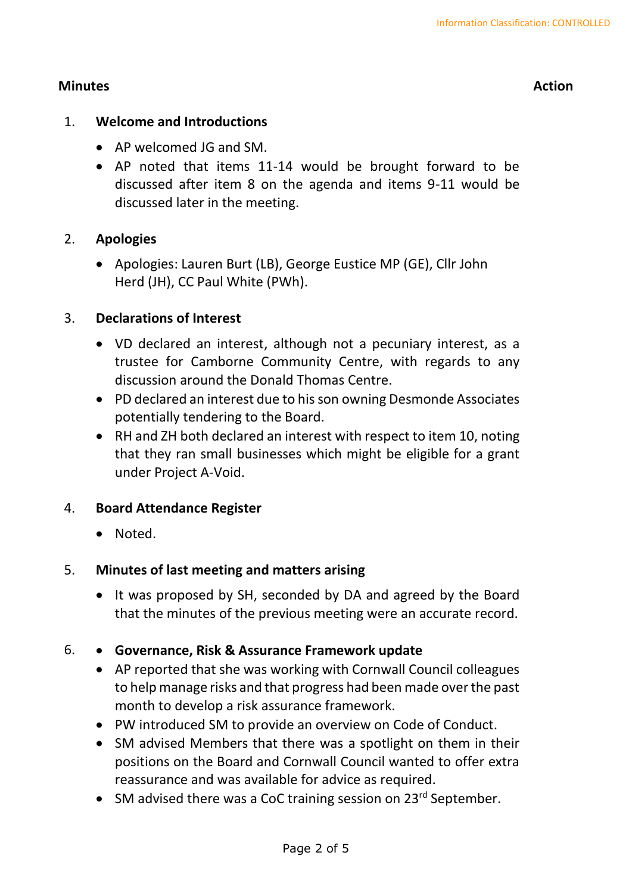Information Classification: CONTROLLED

**Minutes** **Action**

1. **Welcome and Introductions**

- AP welcomed JG and SM.
- AP noted that items 11-14 would be brought forward to be discussed after item 8 on the agenda and items 9-11 would be discussed later in the meeting.

2. **Apologies**

- Apologies: Lauren Burt (LB), George Eustice MP (GE), Cllr John Herd (JH), CC Paul White (PWh).

3. **Declarations of Interest**

- VD declared an interest, although not a pecuniary interest, as a trustee for Camborne Community Centre, with regards to any discussion around the Donald Thomas Centre.
- PD declared an interest due to his son owning Desmonde Associates potentially tendering to the Board.
- RH and ZH both declared an interest with respect to item 10, noting that they ran small businesses which might be eligible for a grant under Project A-Void.

4. **Board Attendance Register**

- Noted.

5. **Minutes of last meeting and matters arising**

- It was proposed by SH, seconded by DA and agreed by the Board that the minutes of the previous meeting were an accurate record.

6. **Governance, Risk & Assurance Framework update**

- AP reported that she was working with Cornwall Council colleagues to help manage risks and that progress had been made over the past month to develop a risk assurance framework.
- PW introduced SM to provide an overview on Code of Conduct.
- SM advised Members that there was a spotlight on them in their positions on the Board and Cornwall Council wanted to offer extra reassurance and was available for advice as required.
- SM advised there was a CoC training session on 23rd September.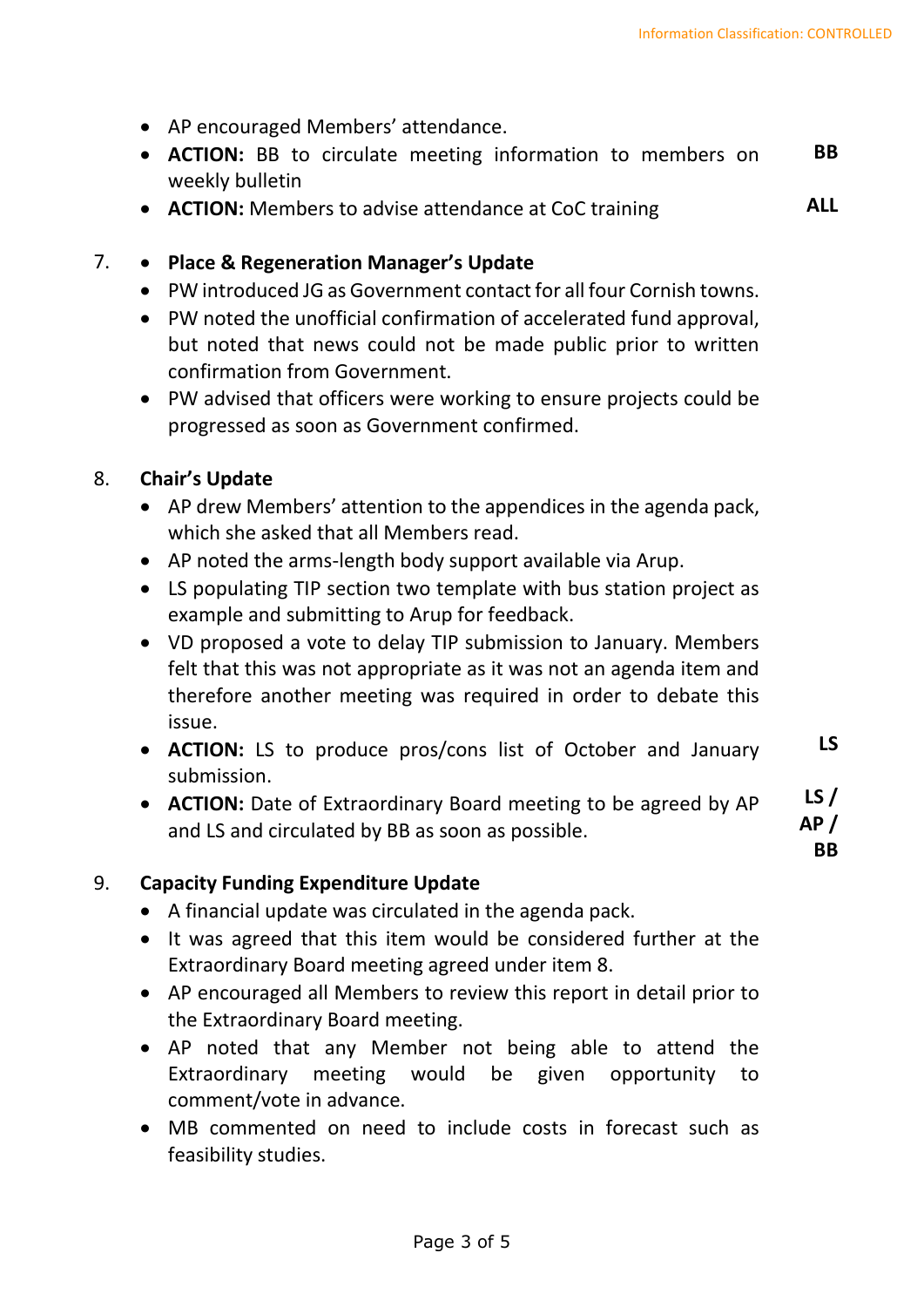- AP encouraged Members' attendance.
- **ACTION:** BB to circulate meeting information to members on weekly bulletin **BB**
- **ACTION:** Members to advise attendance at CoC training **ALL**

7. - **Place & Regeneration Manager's Update**
   - PW introduced JG as Government contact for all four Cornish towns.
   - PW noted the unofficial confirmation of accelerated fund approval, but noted that news could not be made public prior to written confirmation from Government.
   - PW advised that officers were working to ensure projects could be progressed as soon as Government confirmed.

8. **Chair's Update**
   - AP drew Members' attention to the appendices in the agenda pack, which she asked that all Members read.
   - AP noted the arms-length body support available via Arup.
   - LS populating TIP section two template with bus station project as example and submitting to Arup for feedback.
   - VD proposed a vote to delay TIP submission to January. Members felt that this was not appropriate as it was not an agenda item and therefore another meeting was required in order to debate this issue.
   - **ACTION:** LS to produce pros/cons list of October and January submission. **LS**
   - **ACTION:** Date of Extraordinary Board meeting to be agreed by AP and LS and circulated by BB as soon as possible. **LS / AP / BB**

9. **Capacity Funding Expenditure Update**
   - A financial update was circulated in the agenda pack.
   - It was agreed that this item would be considered further at the Extraordinary Board meeting agreed under item 8.
   - AP encouraged all Members to review this report in detail prior to the Extraordinary Board meeting.
   - AP noted that any Member not being able to attend the Extraordinary meeting would be given opportunity to comment/vote in advance.
   - MB commented on need to include costs in forecast such as feasibility studies.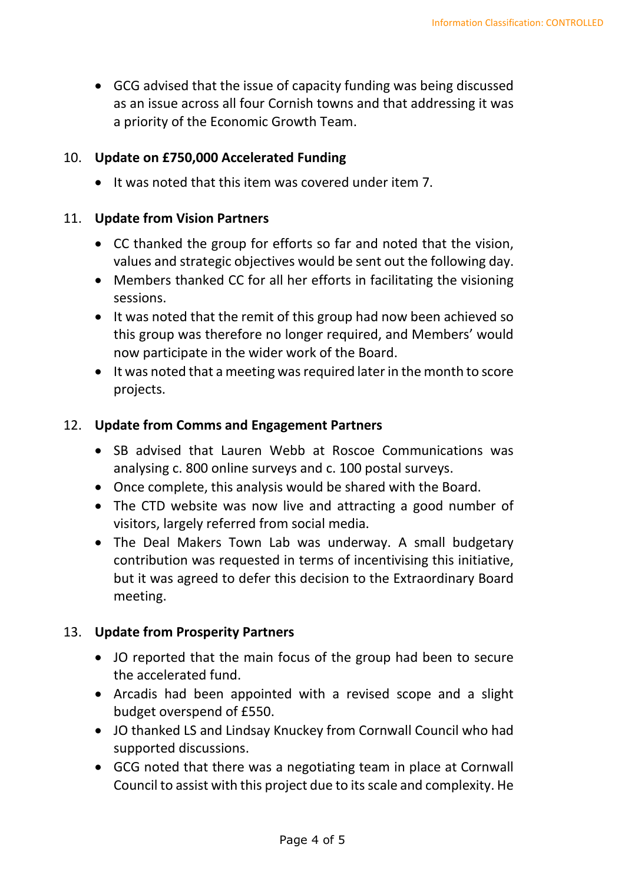- GCG advised that the issue of capacity funding was being discussed as an issue across all four Cornish towns and that addressing it was a priority of the Economic Growth Team.

10. **Update on £750,000 Accelerated Funding**

    - It was noted that this item was covered under item 7.

11. **Update from Vision Partners**

    - CC thanked the group for efforts so far and noted that the vision, values and strategic objectives would be sent out the following day.
    - Members thanked CC for all her efforts in facilitating the visioning sessions.
    - It was noted that the remit of this group had now been achieved so this group was therefore no longer required, and Members' would now participate in the wider work of the Board.
    - It was noted that a meeting was required later in the month to score projects.

12. **Update from Comms and Engagement Partners**

    - SB advised that Lauren Webb at Roscoe Communications was analysing c. 800 online surveys and c. 100 postal surveys.
    - Once complete, this analysis would be shared with the Board.
    - The CTD website was now live and attracting a good number of visitors, largely referred from social media.
    - The Deal Makers Town Lab was underway. A small budgetary contribution was requested in terms of incentivising this initiative, but it was agreed to defer this decision to the Extraordinary Board meeting.

13. **Update from Prosperity Partners**

    - JO reported that the main focus of the group had been to secure the accelerated fund.
    - Arcadis had been appointed with a revised scope and a slight budget overspend of £550.
    - JO thanked LS and Lindsay Knuckey from Cornwall Council who had supported discussions.
    - GCG noted that there was a negotiating team in place at Cornwall Council to assist with this project due to its scale and complexity. He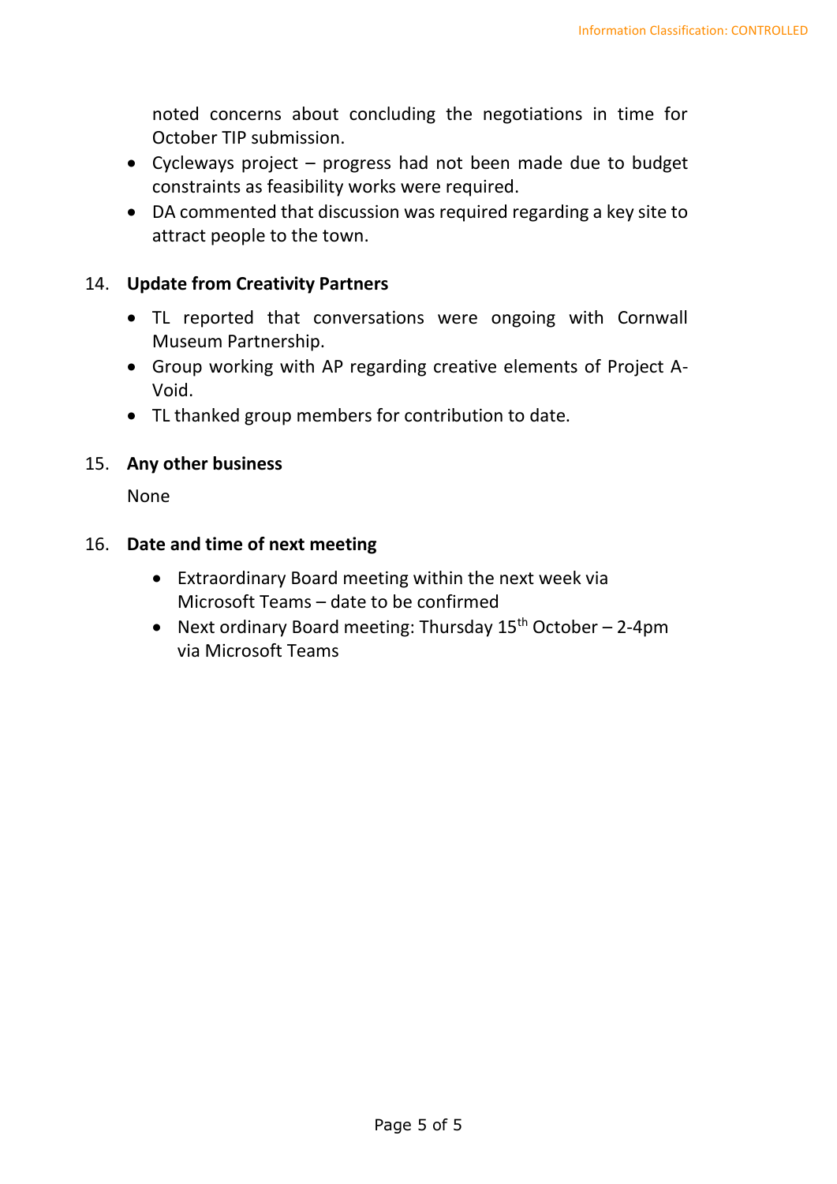noted concerns about concluding the negotiations in time for October TIP submission.

- Cycleways project – progress had not been made due to budget constraints as feasibility works were required.
- DA commented that discussion was required regarding a key site to attract people to the town.

14. **Update from Creativity Partners**

- TL reported that conversations were ongoing with Cornwall Museum Partnership.
- Group working with AP regarding creative elements of Project A-Void.
- TL thanked group members for contribution to date.

15. **Any other business**

None

16. **Date and time of next meeting**

- Extraordinary Board meeting within the next week via Microsoft Teams – date to be confirmed
- Next ordinary Board meeting: Thursday 15th October – 2-4pm via Microsoft Teams